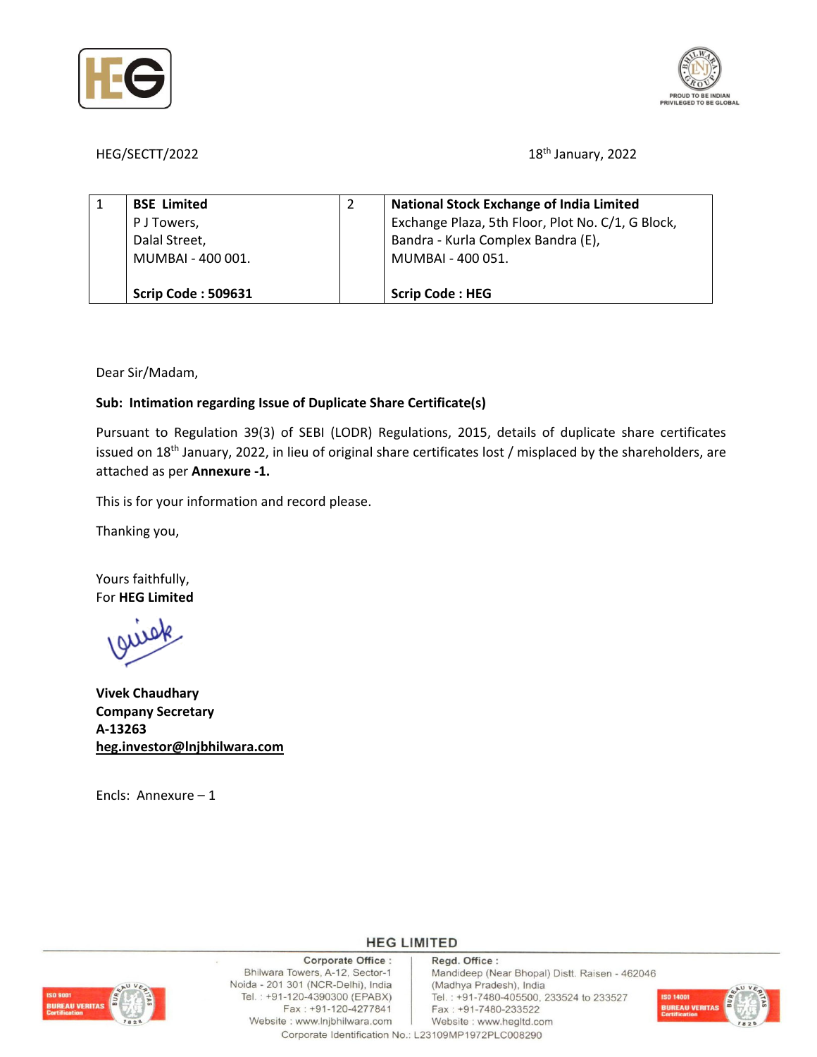HEG/SECTT/2022

18th January, 2022

| 1 | **BSE Limited**<br>P J Towers,<br>Dalal Street,<br>MUMBAI - 400 001.<br><br>**Scrip Code : 509631** | 2 | **National Stock Exchange of India Limited**<br>Exchange Plaza, 5th Floor, Plot No. C/1, G Block,<br>Bandra - Kurla Complex Bandra (E),<br>MUMBAI - 400 051.<br><br>**Scrip Code : HEG** |
|---|---|---|---|

Dear Sir/Madam,

**Sub: Intimation regarding Issue of Duplicate Share Certificate(s)**

Pursuant to Regulation 39(3) of SEBI (LODR) Regulations, 2015, details of duplicate share certificates issued on 18th January, 2022, in lieu of original share certificates lost / misplaced by the shareholders, are attached as per **Annexure -1.**

This is for your information and record please.

Thanking you,

Yours faithfully,
For **HEG Limited**

**Vivek Chaudhary**
**Company Secretary**
**A-13263**
**heg.investor@lnjbhilwara.com**

Encls: Annexure – 1

**HEG LIMITED**

Corporate Office : Bhilwara Towers, A-12, Sector-1, Noida - 201 301 (NCR-Delhi), India. Tel. : +91-120-4390300 (EPABX), Fax : +91-120-4277841, Website : www.lnjbhilwara.com

Regd. Office : Mandideep (Near Bhopal) Distt. Raisen - 462046 (Madhya Pradesh), India. Tel. : +91-7480-405500, 233524 to 233527, Fax : +91-7480-233522, Website : www.hegltd.com

Corporate Identification No.: L23109MP1972PLC008290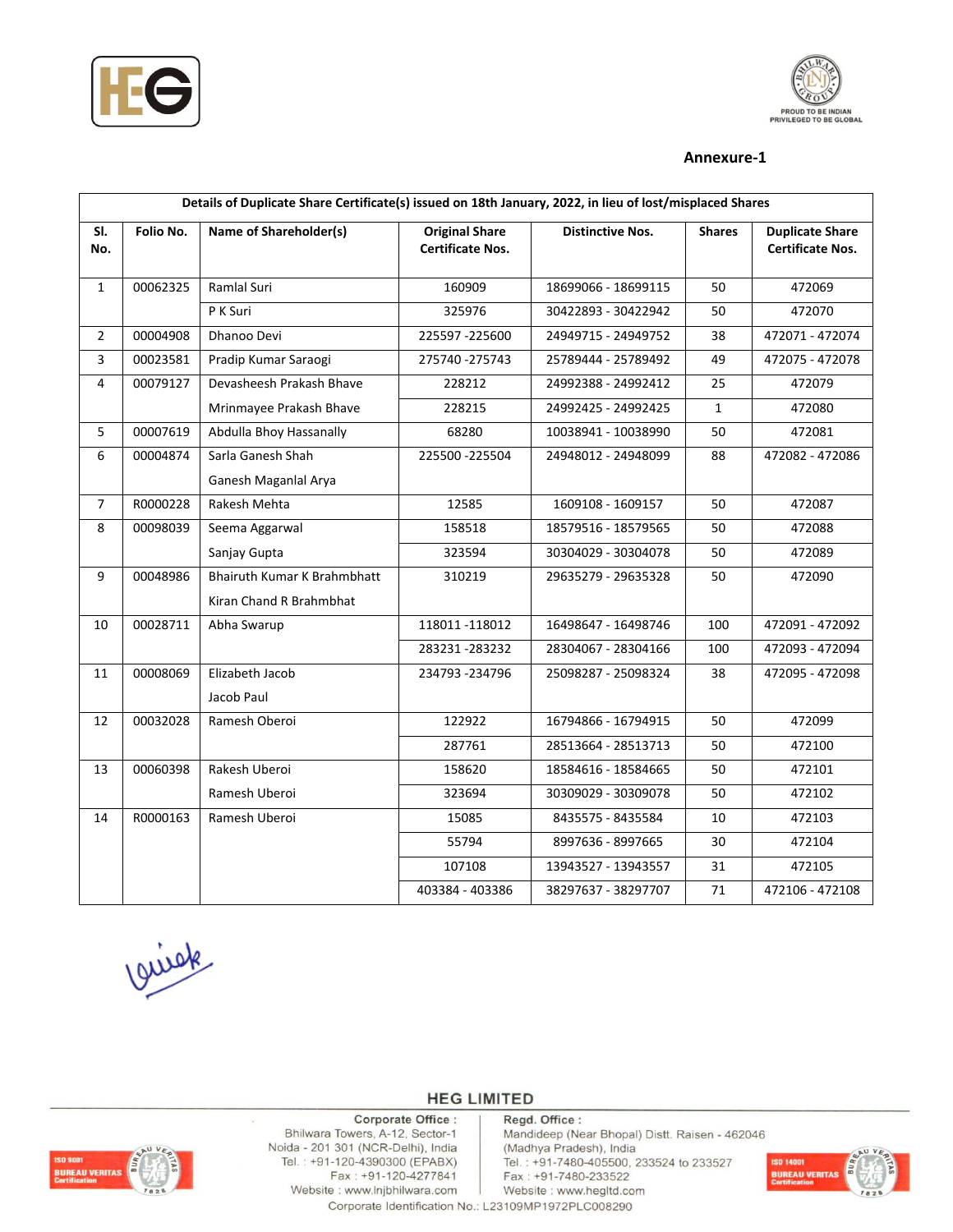**Annexure-1**

| Details of Duplicate Share Certificate(s) issued on 18th January, 2022, in lieu of lost/misplaced Shares | | | | | | |
|---|---|---|---|---|---|---|
| Sl. No. | Folio No. | Name of Shareholder(s) | Original Share Certificate Nos. | Distinctive Nos. | Shares | Duplicate Share Certificate Nos. |
| 1 | 00062325 | Ramlal Suri | 160909 | 18699066 - 18699115 | 50 | 472069 |
| | | P K Suri | 325976 | 30422893 - 30422942 | 50 | 472070 |
| 2 | 00004908 | Dhanoo Devi | 225597 -225600 | 24949715 - 24949752 | 38 | 472071 - 472074 |
| 3 | 00023581 | Pradip Kumar Saraogi | 275740 -275743 | 25789444 - 25789492 | 49 | 472075 - 472078 |
| 4 | 00079127 | Devasheesh Prakash Bhave | 228212 | 24992388 - 24992412 | 25 | 472079 |
| | | Mrinmayee Prakash Bhave | 228215 | 24992425 - 24992425 | 1 | 472080 |
| 5 | 00007619 | Abdulla Bhoy Hassanally | 68280 | 10038941 - 10038990 | 50 | 472081 |
| 6 | 00004874 | Sarla Ganesh Shah<br>Ganesh Maganlal Arya | 225500 -225504 | 24948012 - 24948099 | 88 | 472082 - 472086 |
| 7 | R0000228 | Rakesh Mehta | 12585 | 1609108 - 1609157 | 50 | 472087 |
| 8 | 00098039 | Seema Aggarwal | 158518 | 18579516 - 18579565 | 50 | 472088 |
| | | Sanjay Gupta | 323594 | 30304029 - 30304078 | 50 | 472089 |
| 9 | 00048986 | Bhairuth Kumar K Brahmbhatt<br>Kiran Chand R Brahmbhat | 310219 | 29635279 - 29635328 | 50 | 472090 |
| 10 | 00028711 | Abha Swarup | 118011 -118012 | 16498647 - 16498746 | 100 | 472091 - 472092 |
| | | | 283231 -283232 | 28304067 - 28304166 | 100 | 472093 - 472094 |
| 11 | 00008069 | Elizabeth Jacob<br>Jacob Paul | 234793 -234796 | 25098287 - 25098324 | 38 | 472095 - 472098 |
| 12 | 00032028 | Ramesh Oberoi | 122922 | 16794866 - 16794915 | 50 | 472099 |
| | | | 287761 | 28513664 - 28513713 | 50 | 472100 |
| 13 | 00060398 | Rakesh Uberoi | 158620 | 18584616 - 18584665 | 50 | 472101 |
| | | Ramesh Uberoi | 323694 | 30309029 - 30309078 | 50 | 472102 |
| 14 | R0000163 | Ramesh Uberoi | 15085 | 8435575 - 8435584 | 10 | 472103 |
| | | | 55794 | 8997636 - 8997665 | 30 | 472104 |
| | | | 107108 | 13943527 - 13943557 | 31 | 472105 |
| | | | 403384 - 403386 | 38297637 - 38297707 | 71 | 472106 - 472108 |

**HEG LIMITED**

Corporate Office : Bhilwara Towers, A-12, Sector-1, Noida - 201 301 (NCR-Delhi), India
Tel. : +91-120-4390300 (EPABX) Fax : +91-120-4277841
Website : www.lnjbhilwara.com

Regd. Office : Mandideep (Near Bhopal) Distt. Raisen - 462046 (Madhya Pradesh), India
Tel. : +91-7480-405500, 233524 to 233527 Fax : +91-7480-233522
Website : www.hegltd.com

Corporate Identification No.: L23109MP1972PLC008290